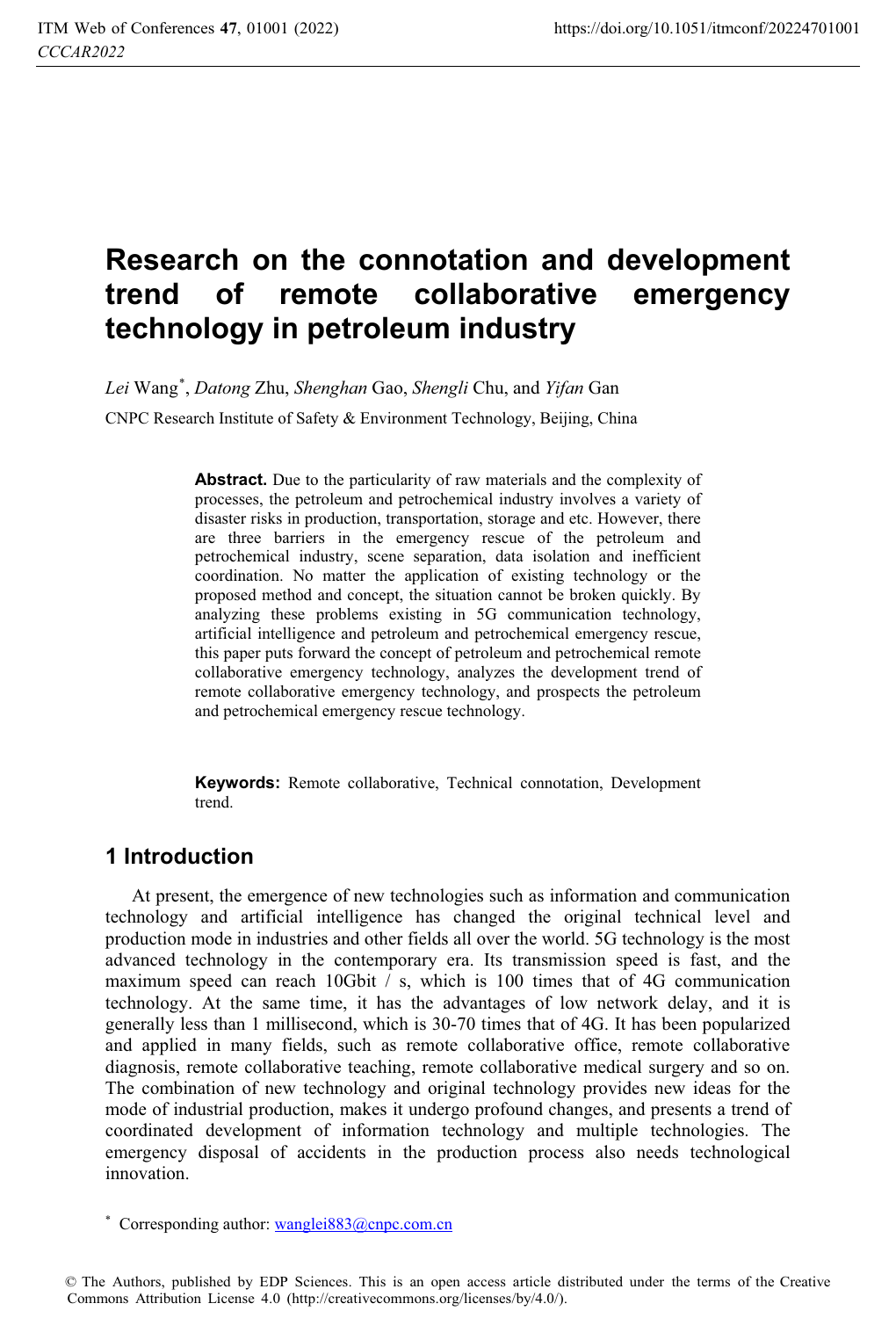# Research on the connotation and development trend of remote collaborative emergency technology in petroleum industry

*Lei* Wang*, *Datong* Zhu, *Shenghan* Gao, *Shengli* Chu, and *Yifan* Gan

CNPC Research Institute of Safety & Environment Technology, Beijing, China

**Abstract.** Due to the particularity of raw materials and the complexity of processes, the petroleum and petrochemical industry involves a variety of disaster risks in production, transportation, storage and etc. However, there are three barriers in the emergency rescue of the petroleum and petrochemical industry, scene separation, data isolation and inefficient coordination. No matter the application of existing technology or the proposed method and concept, the situation cannot be broken quickly. By analyzing these problems existing in 5G communication technology, artificial intelligence and petroleum and petrochemical emergency rescue, this paper puts forward the concept of petroleum and petrochemical remote collaborative emergency technology, analyzes the development trend of remote collaborative emergency technology, and prospects the petroleum and petrochemical emergency rescue technology.

**Keywords:** Remote collaborative, Technical connotation, Development trend.

## 1 Introduction

At present, the emergence of new technologies such as information and communication technology and artificial intelligence has changed the original technical level and production mode in industries and other fields all over the world. 5G technology is the most advanced technology in the contemporary era. Its transmission speed is fast, and the maximum speed can reach 10Gbit / s, which is 100 times that of 4G communication technology. At the same time, it has the advantages of low network delay, and it is generally less than 1 millisecond, which is 30-70 times that of 4G. It has been popularized and applied in many fields, such as remote collaborative office, remote collaborative diagnosis, remote collaborative teaching, remote collaborative medical surgery and so on. The combination of new technology and original technology provides new ideas for the mode of industrial production, makes it undergo profound changes, and presents a trend of coordinated development of information technology and multiple technologies. The emergency disposal of accidents in the production process also needs technological innovation.

* Corresponding author: wanglei883@cnpc.com.cn

© The Authors, published by EDP Sciences. This is an open access article distributed under the terms of the Creative Commons Attribution License 4.0 (http://creativecommons.org/licenses/by/4.0/).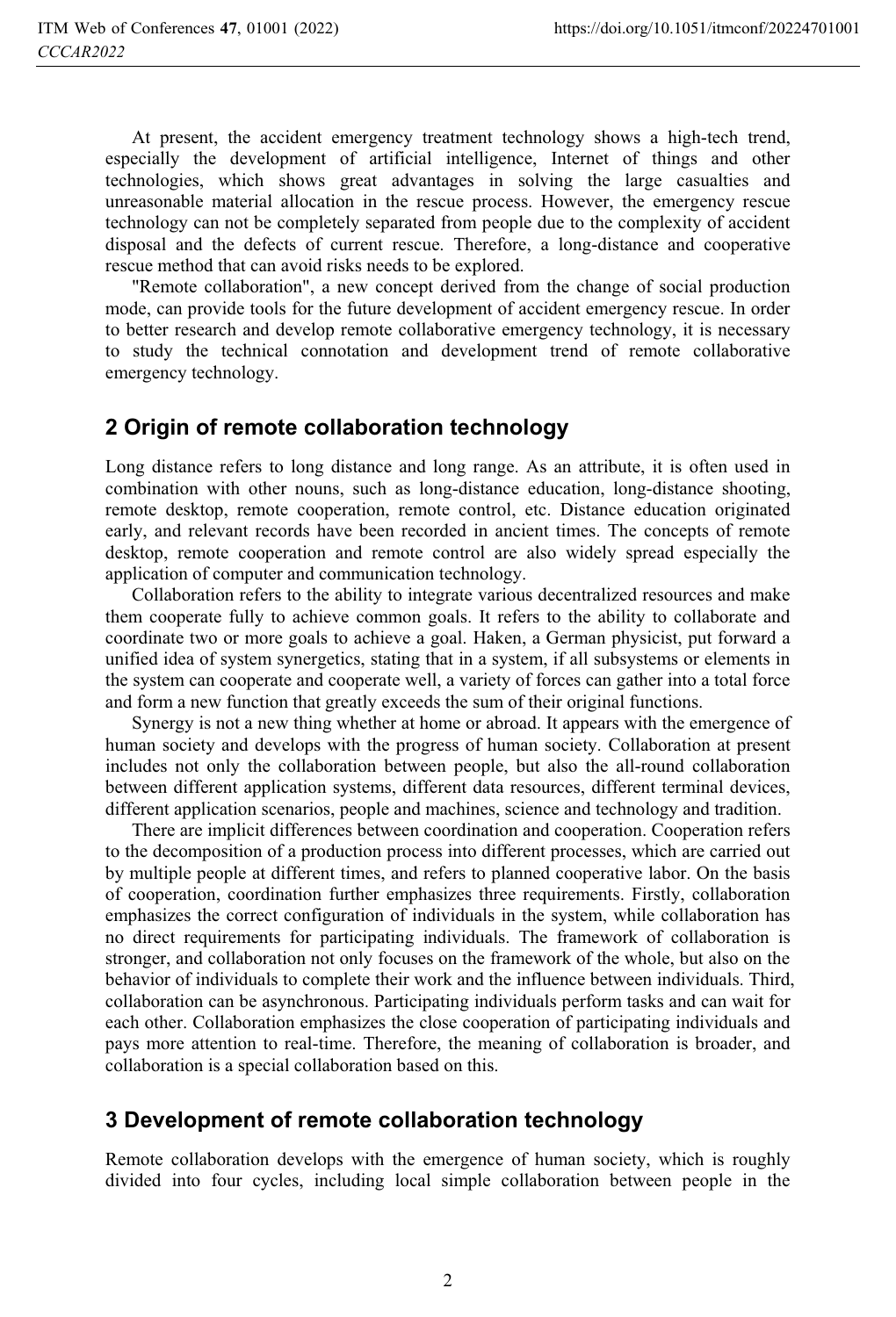At present, the accident emergency treatment technology shows a high-tech trend, especially the development of artificial intelligence, Internet of things and other technologies, which shows great advantages in solving the large casualties and unreasonable material allocation in the rescue process. However, the emergency rescue technology can not be completely separated from people due to the complexity of accident disposal and the defects of current rescue. Therefore, a long-distance and cooperative rescue method that can avoid risks needs to be explored.

"Remote collaboration", a new concept derived from the change of social production mode, can provide tools for the future development of accident emergency rescue. In order to better research and develop remote collaborative emergency technology, it is necessary to study the technical connotation and development trend of remote collaborative emergency technology.

## 2 Origin of remote collaboration technology

Long distance refers to long distance and long range. As an attribute, it is often used in combination with other nouns, such as long-distance education, long-distance shooting, remote desktop, remote cooperation, remote control, etc. Distance education originated early, and relevant records have been recorded in ancient times. The concepts of remote desktop, remote cooperation and remote control are also widely spread especially the application of computer and communication technology.

Collaboration refers to the ability to integrate various decentralized resources and make them cooperate fully to achieve common goals. It refers to the ability to collaborate and coordinate two or more goals to achieve a goal. Haken, a German physicist, put forward a unified idea of system synergetics, stating that in a system, if all subsystems or elements in the system can cooperate and cooperate well, a variety of forces can gather into a total force and form a new function that greatly exceeds the sum of their original functions.

Synergy is not a new thing whether at home or abroad. It appears with the emergence of human society and develops with the progress of human society. Collaboration at present includes not only the collaboration between people, but also the all-round collaboration between different application systems, different data resources, different terminal devices, different application scenarios, people and machines, science and technology and tradition.

There are implicit differences between coordination and cooperation. Cooperation refers to the decomposition of a production process into different processes, which are carried out by multiple people at different times, and refers to planned cooperative labor. On the basis of cooperation, coordination further emphasizes three requirements. Firstly, collaboration emphasizes the correct configuration of individuals in the system, while collaboration has no direct requirements for participating individuals. The framework of collaboration is stronger, and collaboration not only focuses on the framework of the whole, but also on the behavior of individuals to complete their work and the influence between individuals. Third, collaboration can be asynchronous. Participating individuals perform tasks and can wait for each other. Collaboration emphasizes the close cooperation of participating individuals and pays more attention to real-time. Therefore, the meaning of collaboration is broader, and collaboration is a special collaboration based on this.

## 3 Development of remote collaboration technology

Remote collaboration develops with the emergence of human society, which is roughly divided into four cycles, including local simple collaboration between people in the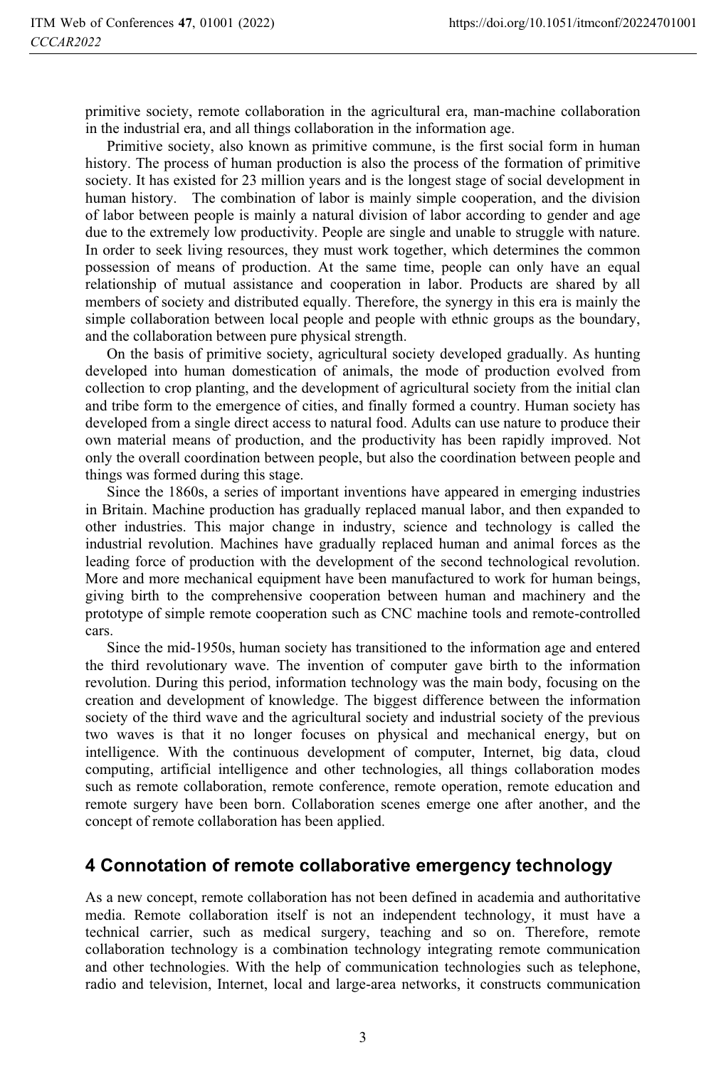primitive society, remote collaboration in the agricultural era, man-machine collaboration in the industrial era, and all things collaboration in the information age.

Primitive society, also known as primitive commune, is the first social form in human history. The process of human production is also the process of the formation of primitive society. It has existed for 23 million years and is the longest stage of social development in human history. The combination of labor is mainly simple cooperation, and the division of labor between people is mainly a natural division of labor according to gender and age due to the extremely low productivity. People are single and unable to struggle with nature. In order to seek living resources, they must work together, which determines the common possession of means of production. At the same time, people can only have an equal relationship of mutual assistance and cooperation in labor. Products are shared by all members of society and distributed equally. Therefore, the synergy in this era is mainly the simple collaboration between local people and people with ethnic groups as the boundary, and the collaboration between pure physical strength.

On the basis of primitive society, agricultural society developed gradually. As hunting developed into human domestication of animals, the mode of production evolved from collection to crop planting, and the development of agricultural society from the initial clan and tribe form to the emergence of cities, and finally formed a country. Human society has developed from a single direct access to natural food. Adults can use nature to produce their own material means of production, and the productivity has been rapidly improved. Not only the overall coordination between people, but also the coordination between people and things was formed during this stage.

Since the 1860s, a series of important inventions have appeared in emerging industries in Britain. Machine production has gradually replaced manual labor, and then expanded to other industries. This major change in industry, science and technology is called the industrial revolution. Machines have gradually replaced human and animal forces as the leading force of production with the development of the second technological revolution. More and more mechanical equipment have been manufactured to work for human beings, giving birth to the comprehensive cooperation between human and machinery and the prototype of simple remote cooperation such as CNC machine tools and remote-controlled cars.

Since the mid-1950s, human society has transitioned to the information age and entered the third revolutionary wave. The invention of computer gave birth to the information revolution. During this period, information technology was the main body, focusing on the creation and development of knowledge. The biggest difference between the information society of the third wave and the agricultural society and industrial society of the previous two waves is that it no longer focuses on physical and mechanical energy, but on intelligence. With the continuous development of computer, Internet, big data, cloud computing, artificial intelligence and other technologies, all things collaboration modes such as remote collaboration, remote conference, remote operation, remote education and remote surgery have been born. Collaboration scenes emerge one after another, and the concept of remote collaboration has been applied.

## 4 Connotation of remote collaborative emergency technology

As a new concept, remote collaboration has not been defined in academia and authoritative media. Remote collaboration itself is not an independent technology, it must have a technical carrier, such as medical surgery, teaching and so on. Therefore, remote collaboration technology is a combination technology integrating remote communication and other technologies. With the help of communication technologies such as telephone, radio and television, Internet, local and large-area networks, it constructs communication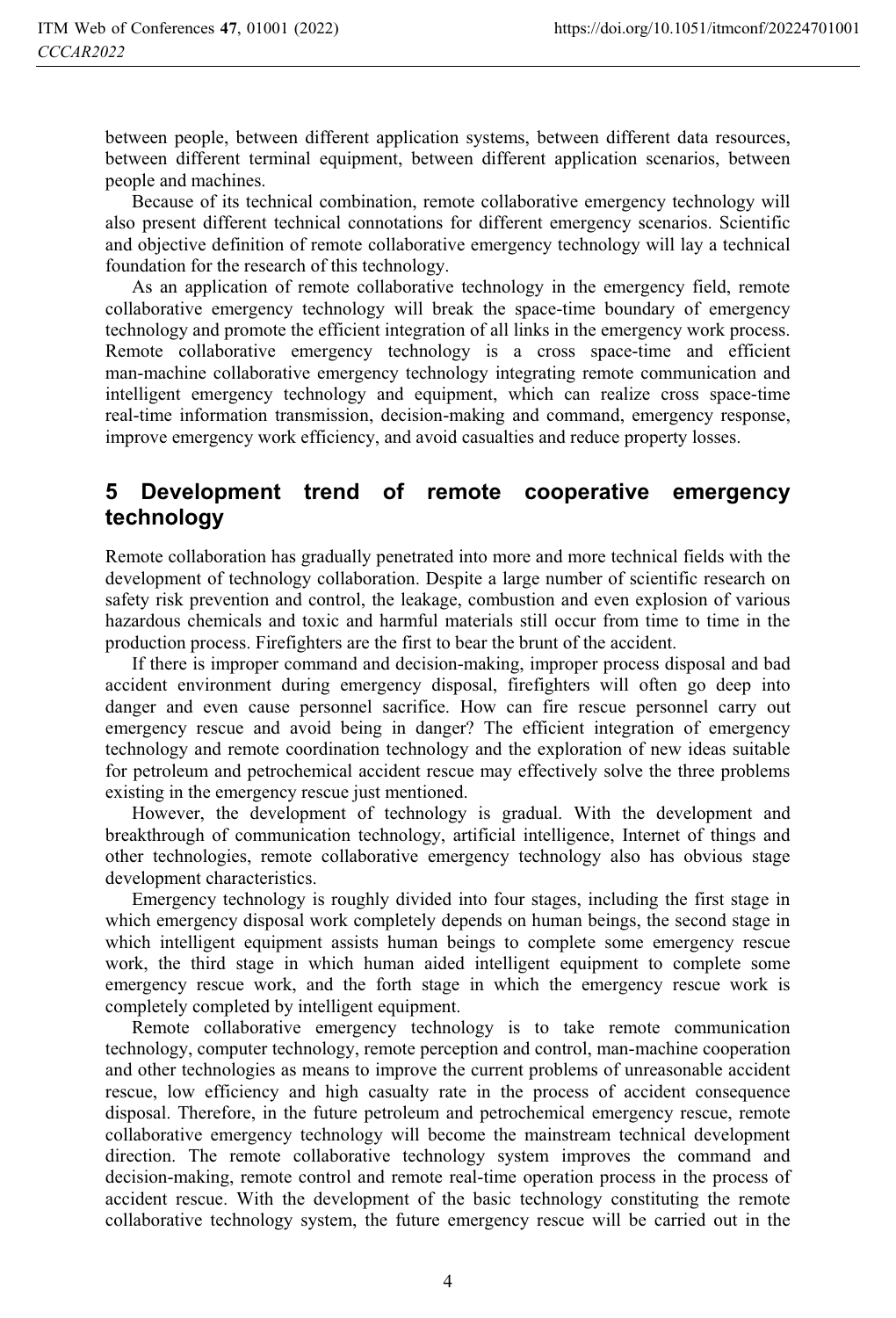between people, between different application systems, between different data resources, between different terminal equipment, between different application scenarios, between people and machines.

Because of its technical combination, remote collaborative emergency technology will also present different technical connotations for different emergency scenarios. Scientific and objective definition of remote collaborative emergency technology will lay a technical foundation for the research of this technology.

As an application of remote collaborative technology in the emergency field, remote collaborative emergency technology will break the space-time boundary of emergency technology and promote the efficient integration of all links in the emergency work process. Remote collaborative emergency technology is a cross space-time and efficient man-machine collaborative emergency technology integrating remote communication and intelligent emergency technology and equipment, which can realize cross space-time real-time information transmission, decision-making and command, emergency response, improve emergency work efficiency, and avoid casualties and reduce property losses.

## 5 Development trend of remote cooperative emergency technology

Remote collaboration has gradually penetrated into more and more technical fields with the development of technology collaboration. Despite a large number of scientific research on safety risk prevention and control, the leakage, combustion and even explosion of various hazardous chemicals and toxic and harmful materials still occur from time to time in the production process. Firefighters are the first to bear the brunt of the accident.

If there is improper command and decision-making, improper process disposal and bad accident environment during emergency disposal, firefighters will often go deep into danger and even cause personnel sacrifice. How can fire rescue personnel carry out emergency rescue and avoid being in danger? The efficient integration of emergency technology and remote coordination technology and the exploration of new ideas suitable for petroleum and petrochemical accident rescue may effectively solve the three problems existing in the emergency rescue just mentioned.

However, the development of technology is gradual. With the development and breakthrough of communication technology, artificial intelligence, Internet of things and other technologies, remote collaborative emergency technology also has obvious stage development characteristics.

Emergency technology is roughly divided into four stages, including the first stage in which emergency disposal work completely depends on human beings, the second stage in which intelligent equipment assists human beings to complete some emergency rescue work, the third stage in which human aided intelligent equipment to complete some emergency rescue work, and the forth stage in which the emergency rescue work is completely completed by intelligent equipment.

Remote collaborative emergency technology is to take remote communication technology, computer technology, remote perception and control, man-machine cooperation and other technologies as means to improve the current problems of unreasonable accident rescue, low efficiency and high casualty rate in the process of accident consequence disposal. Therefore, in the future petroleum and petrochemical emergency rescue, remote collaborative emergency technology will become the mainstream technical development direction. The remote collaborative technology system improves the command and decision-making, remote control and remote real-time operation process in the process of accident rescue. With the development of the basic technology constituting the remote collaborative technology system, the future emergency rescue will be carried out in the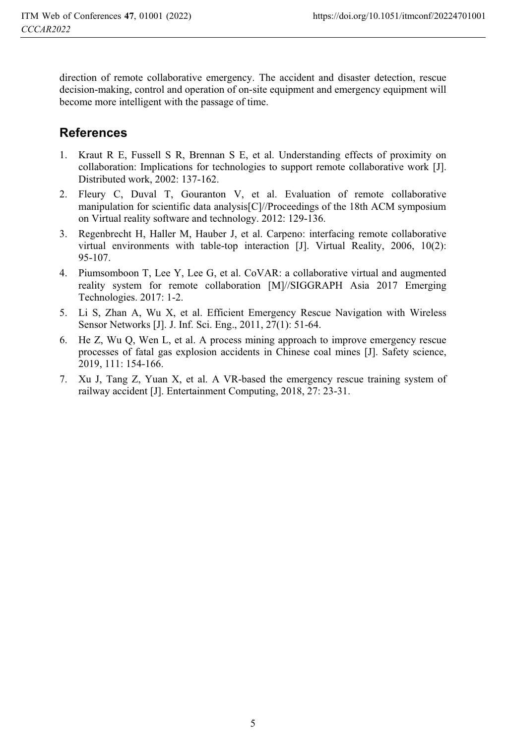direction of remote collaborative emergency. The accident and disaster detection, rescue decision-making, control and operation of on-site equipment and emergency equipment will become more intelligent with the passage of time.

## References

1. Kraut R E, Fussell S R, Brennan S E, et al. Understanding effects of proximity on collaboration: Implications for technologies to support remote collaborative work [J]. Distributed work, 2002: 137-162.
2. Fleury C, Duval T, Gouranton V, et al. Evaluation of remote collaborative manipulation for scientific data analysis[C]//Proceedings of the 18th ACM symposium on Virtual reality software and technology. 2012: 129-136.
3. Regenbrecht H, Haller M, Hauber J, et al. Carpeno: interfacing remote collaborative virtual environments with table-top interaction [J]. Virtual Reality, 2006, 10(2): 95-107.
4. Piumsomboon T, Lee Y, Lee G, et al. CoVAR: a collaborative virtual and augmented reality system for remote collaboration [M]//SIGGRAPH Asia 2017 Emerging Technologies. 2017: 1-2.
5. Li S, Zhan A, Wu X, et al. Efficient Emergency Rescue Navigation with Wireless Sensor Networks [J]. J. Inf. Sci. Eng., 2011, 27(1): 51-64.
6. He Z, Wu Q, Wen L, et al. A process mining approach to improve emergency rescue processes of fatal gas explosion accidents in Chinese coal mines [J]. Safety science, 2019, 111: 154-166.
7. Xu J, Tang Z, Yuan X, et al. A VR-based the emergency rescue training system of railway accident [J]. Entertainment Computing, 2018, 27: 23-31.